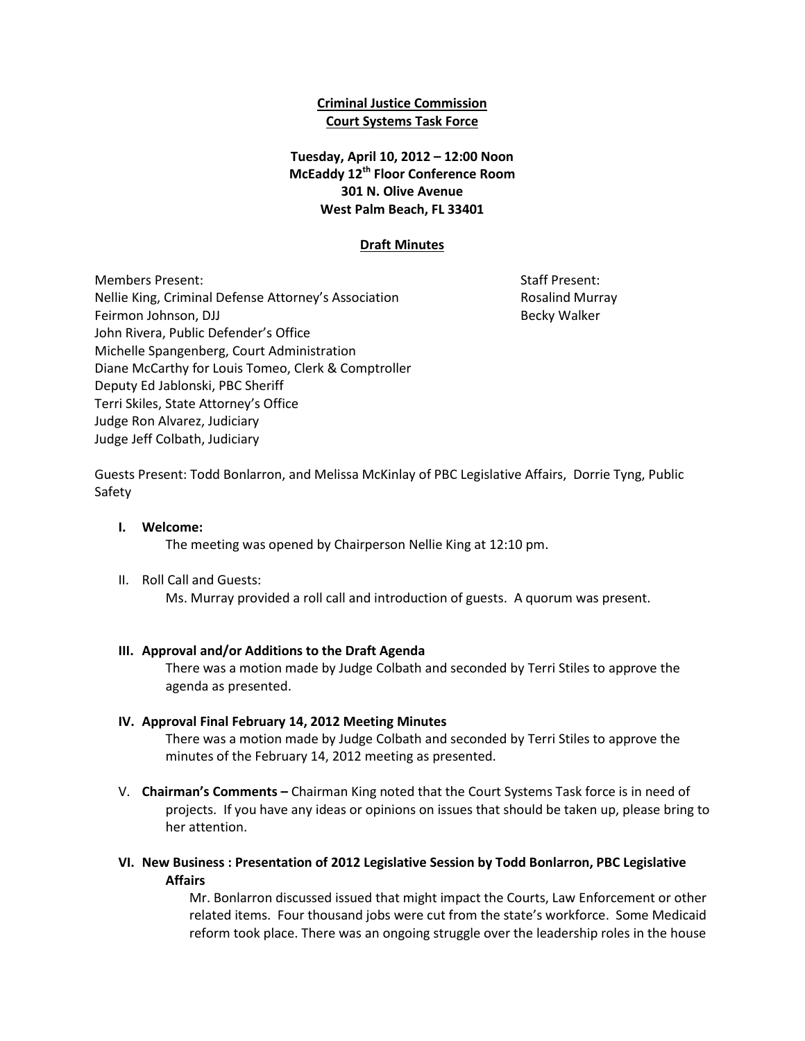**Criminal Justice Commission**
**Court Systems Task Force**

**Tuesday, April 10, 2012 – 12:00 Noon**
**McEaddy 12th Floor Conference Room**
**301 N. Olive Avenue**
**West Palm Beach, FL 33401**

**Draft Minutes**

Members Present:
Nellie King, Criminal Defense Attorney's Association
Feirmon Johnson, DJJ
John Rivera, Public Defender's Office
Michelle Spangenberg, Court Administration
Diane McCarthy for Louis Tomeo, Clerk & Comptroller
Deputy Ed Jablonski, PBC Sheriff
Terri Skiles, State Attorney's Office
Judge Ron Alvarez, Judiciary
Judge Jeff Colbath, Judiciary

Staff Present:
Rosalind Murray
Becky Walker

Guests Present: Todd Bonlarron, and Melissa McKinlay of PBC Legislative Affairs, Dorrie Tyng, Public Safety

**I. Welcome:**

The meeting was opened by Chairperson Nellie King at 12:10 pm.

II. Roll Call and Guests:

Ms. Murray provided a roll call and introduction of guests. A quorum was present.

**III. Approval and/or Additions to the Draft Agenda**

There was a motion made by Judge Colbath and seconded by Terri Stiles to approve the agenda as presented.

**IV. Approval Final February 14, 2012 Meeting Minutes**

There was a motion made by Judge Colbath and seconded by Terri Stiles to approve the minutes of the February 14, 2012 meeting as presented.

V. **Chairman's Comments –** Chairman King noted that the Court Systems Task force is in need of projects. If you have any ideas or opinions on issues that should be taken up, please bring to her attention.

**VI. New Business : Presentation of 2012 Legislative Session by Todd Bonlarron, PBC Legislative Affairs**

Mr. Bonlarron discussed issued that might impact the Courts, Law Enforcement or other related items. Four thousand jobs were cut from the state's workforce. Some Medicaid reform took place. There was an ongoing struggle over the leadership roles in the house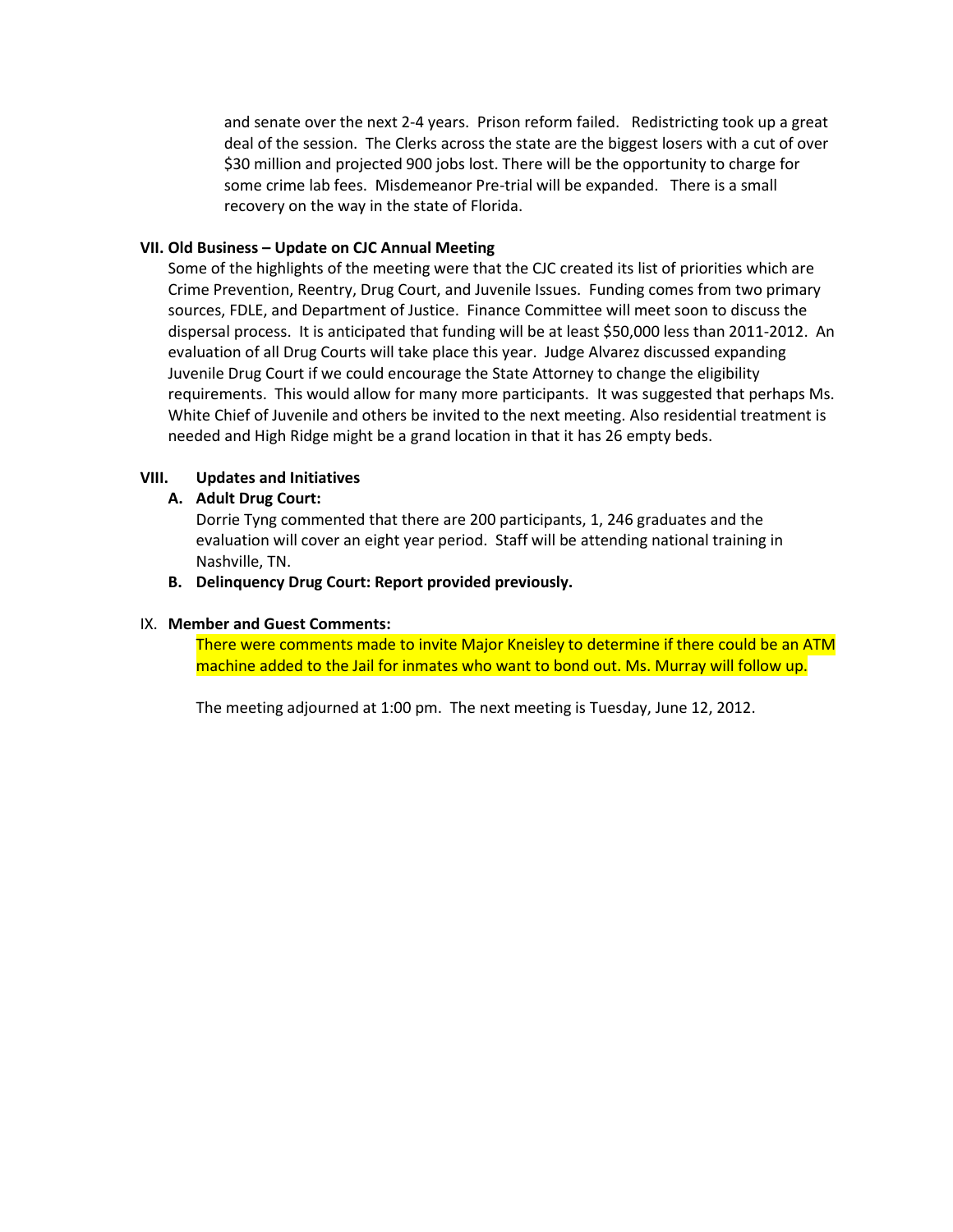and senate over the next 2-4 years. Prison reform failed. Redistricting took up a great deal of the session. The Clerks across the state are the biggest losers with a cut of over $30 million and projected 900 jobs lost. There will be the opportunity to charge for some crime lab fees. Misdemeanor Pre-trial will be expanded. There is a small recovery on the way in the state of Florida.

**VII. Old Business – Update on CJC Annual Meeting**

Some of the highlights of the meeting were that the CJC created its list of priorities which are Crime Prevention, Reentry, Drug Court, and Juvenile Issues. Funding comes from two primary sources, FDLE, and Department of Justice. Finance Committee will meet soon to discuss the dispersal process. It is anticipated that funding will be at least $50,000 less than 2011-2012. An evaluation of all Drug Courts will take place this year. Judge Alvarez discussed expanding Juvenile Drug Court if we could encourage the State Attorney to change the eligibility requirements. This would allow for many more participants. It was suggested that perhaps Ms. White Chief of Juvenile and others be invited to the next meeting. Also residential treatment is needed and High Ridge might be a grand location in that it has 26 empty beds.

**VIII. Updates and Initiatives**

**A. Adult Drug Court:**

Dorrie Tyng commented that there are 200 participants, 1, 246 graduates and the evaluation will cover an eight year period. Staff will be attending national training in Nashville, TN.

**B. Delinquency Drug Court: Report provided previously.**

IX. **Member and Guest Comments:**

There were comments made to invite Major Kneisley to determine if there could be an ATM machine added to the Jail for inmates who want to bond out. Ms. Murray will follow up.

The meeting adjourned at 1:00 pm. The next meeting is Tuesday, June 12, 2012.